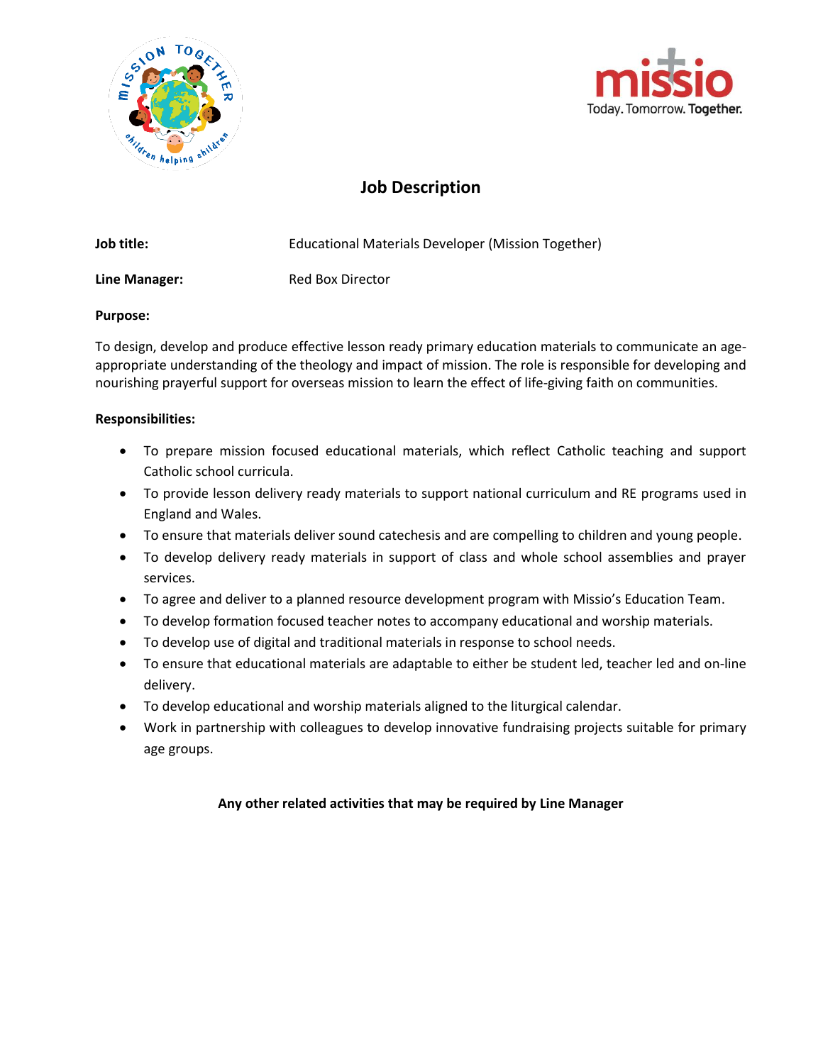# Job Description

**Job title:** Educational Materials Developer (Mission Together)

**Line Manager:** Red Box Director

**Purpose:**

To design, develop and produce effective lesson ready primary education materials to communicate an age-appropriate understanding of the theology and impact of mission. The role is responsible for developing and nourishing prayerful support for overseas mission to learn the effect of life-giving faith on communities.

**Responsibilities:**

- To prepare mission focused educational materials, which reflect Catholic teaching and support Catholic school curricula.
- To provide lesson delivery ready materials to support national curriculum and RE programs used in England and Wales.
- To ensure that materials deliver sound catechesis and are compelling to children and young people.
- To develop delivery ready materials in support of class and whole school assemblies and prayer services.
- To agree and deliver to a planned resource development program with Missio's Education Team.
- To develop formation focused teacher notes to accompany educational and worship materials.
- To develop use of digital and traditional materials in response to school needs.
- To ensure that educational materials are adaptable to either be student led, teacher led and on-line delivery.
- To develop educational and worship materials aligned to the liturgical calendar.
- Work in partnership with colleagues to develop innovative fundraising projects suitable for primary age groups.

**Any other related activities that may be required by Line Manager**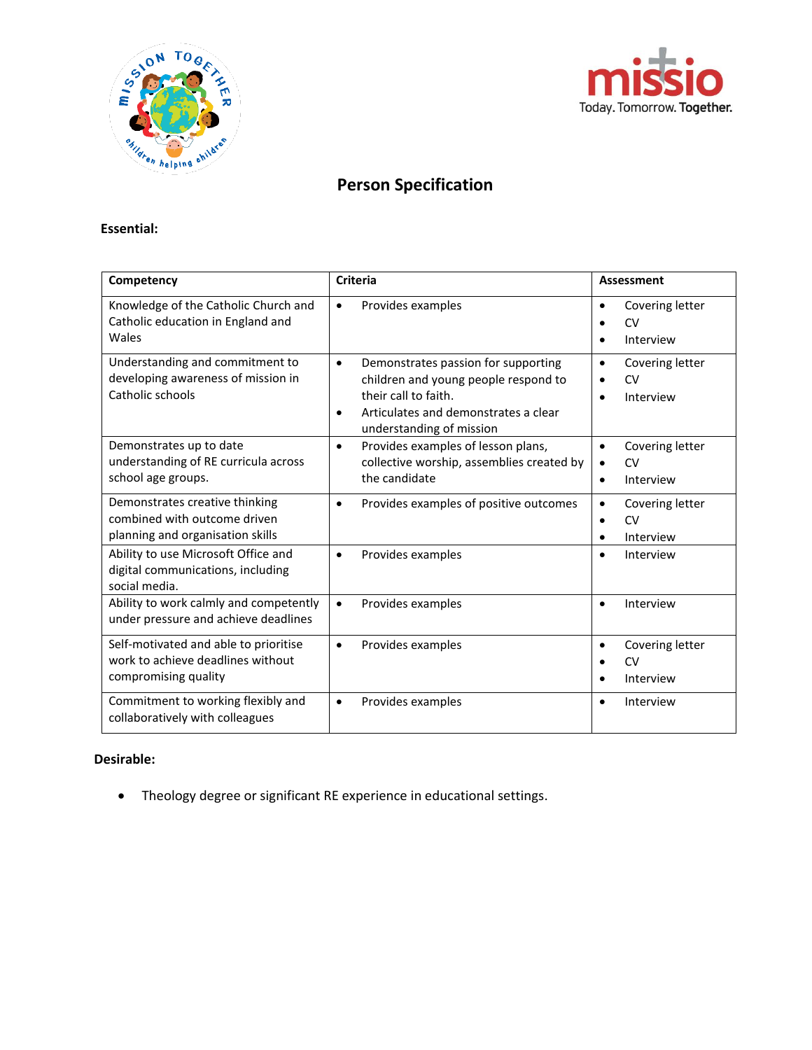# Person Specification

**Essential:**

| Competency | Criteria | Assessment |
|---|---|---|
| Knowledge of the Catholic Church and Catholic education in England and Wales | • Provides examples | • Covering letter<br>• CV<br>• Interview |
| Understanding and commitment to developing awareness of mission in Catholic schools | • Demonstrates passion for supporting children and young people respond to their call to faith.<br>• Articulates and demonstrates a clear understanding of mission | • Covering letter<br>• CV<br>• Interview |
| Demonstrates up to date understanding of RE curricula across school age groups. | • Provides examples of lesson plans, collective worship, assemblies created by the candidate | • Covering letter<br>• CV<br>• Interview |
| Demonstrates creative thinking combined with outcome driven planning and organisation skills | • Provides examples of positive outcomes | • Covering letter<br>• CV<br>• Interview |
| Ability to use Microsoft Office and digital communications, including social media. | • Provides examples | • Interview |
| Ability to work calmly and competently under pressure and achieve deadlines | • Provides examples | • Interview |
| Self-motivated and able to prioritise work to achieve deadlines without compromising quality | • Provides examples | • Covering letter<br>• CV<br>• Interview |
| Commitment to working flexibly and collaboratively with colleagues | • Provides examples | • Interview |

**Desirable:**

- Theology degree or significant RE experience in educational settings.